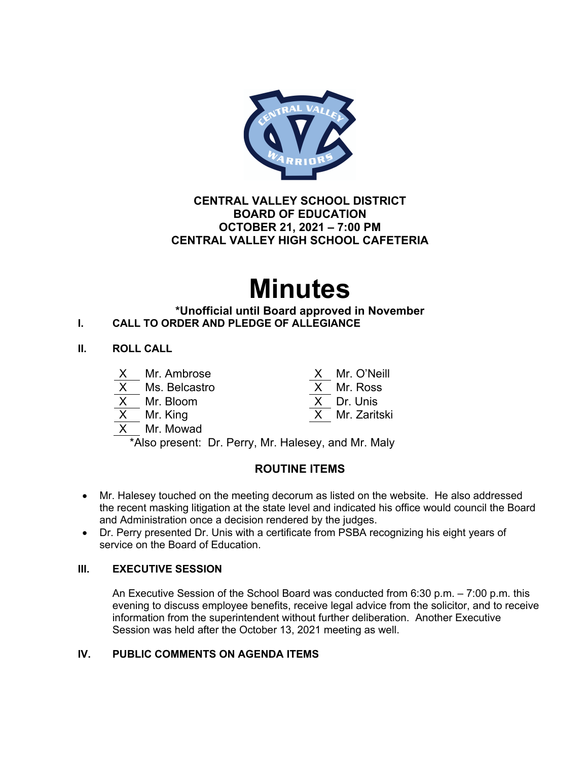**CENTRAL VALLEY SCHOOL DISTRICT**
**BOARD OF EDUCATION**
**OCTOBER 21, 2021 – 7:00 PM**
**CENTRAL VALLEY HIGH SCHOOL CAFETERIA**

# Minutes

**\*Unofficial until Board approved in November**

## I. CALL TO ORDER AND PLEDGE OF ALLEGIANCE

## II. ROLL CALL

| | | | |
|---|---|---|---|
| X | Mr. Ambrose | X | Mr. O'Neill |
| X | Ms. Belcastro | X | Mr. Ross |
| X | Mr. Bloom | X | Dr. Unis |
| X | Mr. King | X | Mr. Zaritski |
| X | Mr. Mowad | | |

*Also present: Dr. Perry, Mr. Halesey, and Mr. Maly

### ROUTINE ITEMS

- Mr. Halesey touched on the meeting decorum as listed on the website. He also addressed the recent masking litigation at the state level and indicated his office would council the Board and Administration once a decision rendered by the judges.
- Dr. Perry presented Dr. Unis with a certificate from PSBA recognizing his eight years of service on the Board of Education.

## III. EXECUTIVE SESSION

An Executive Session of the School Board was conducted from 6:30 p.m. – 7:00 p.m. this evening to discuss employee benefits, receive legal advice from the solicitor, and to receive information from the superintendent without further deliberation. Another Executive Session was held after the October 13, 2021 meeting as well.

## IV. PUBLIC COMMENTS ON AGENDA ITEMS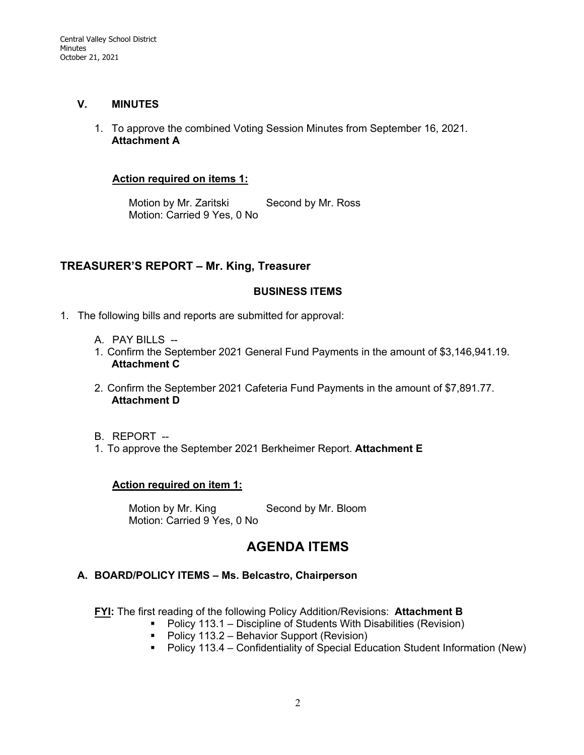## V. MINUTES

1. To approve the combined Voting Session Minutes from September 16, 2021. **Attachment A**

**Action required on items 1:**

Motion by Mr. Zaritski Second by Mr. Ross
Motion: Carried 9 Yes, 0 No

## TREASURER'S REPORT – Mr. King, Treasurer

### BUSINESS ITEMS

1. The following bills and reports are submitted for approval:

   A. PAY BILLS --
   1. Confirm the September 2021 General Fund Payments in the amount of $3,146,941.19. **Attachment C**
   2. Confirm the September 2021 Cafeteria Fund Payments in the amount of $7,891.77. **Attachment D**

   B. REPORT --
   1. To approve the September 2021 Berkheimer Report. **Attachment E**

**Action required on item 1:**

Motion by Mr. King Second by Mr. Bloom
Motion: Carried 9 Yes, 0 No

# AGENDA ITEMS

### A. BOARD/POLICY ITEMS – Ms. Belcastro, Chairperson

**FYI:** The first reading of the following Policy Addition/Revisions: **Attachment B**

- Policy 113.1 – Discipline of Students With Disabilities (Revision)
- Policy 113.2 – Behavior Support (Revision)
- Policy 113.4 – Confidentiality of Special Education Student Information (New)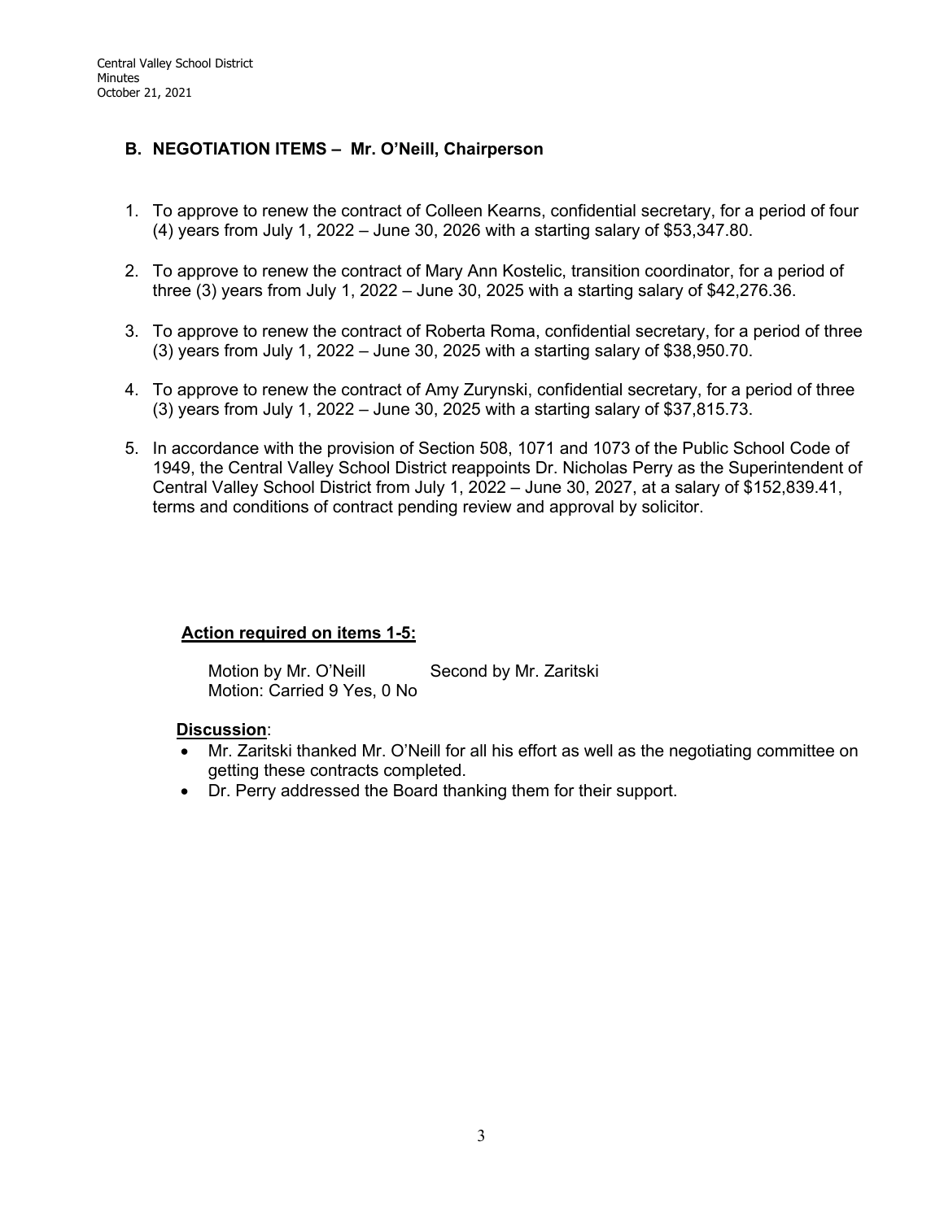## B. NEGOTIATION ITEMS – Mr. O'Neill, Chairperson

1. To approve to renew the contract of Colleen Kearns, confidential secretary, for a period of four (4) years from July 1, 2022 – June 30, 2026 with a starting salary of $53,347.80.

2. To approve to renew the contract of Mary Ann Kostelic, transition coordinator, for a period of three (3) years from July 1, 2022 – June 30, 2025 with a starting salary of $42,276.36.

3. To approve to renew the contract of Roberta Roma, confidential secretary, for a period of three (3) years from July 1, 2022 – June 30, 2025 with a starting salary of $38,950.70.

4. To approve to renew the contract of Amy Zurynski, confidential secretary, for a period of three (3) years from July 1, 2022 – June 30, 2025 with a starting salary of $37,815.73.

5. In accordance with the provision of Section 508, 1071 and 1073 of the Public School Code of 1949, the Central Valley School District reappoints Dr. Nicholas Perry as the Superintendent of Central Valley School District from July 1, 2022 – June 30, 2027, at a salary of $152,839.41, terms and conditions of contract pending review and approval by solicitor.

**Action required on items 1-5:**

Motion by Mr. O'Neill  Second by Mr. Zaritski
Motion: Carried 9 Yes, 0 No

**Discussion**:

- Mr. Zaritski thanked Mr. O'Neill for all his effort as well as the negotiating committee on getting these contracts completed.
- Dr. Perry addressed the Board thanking them for their support.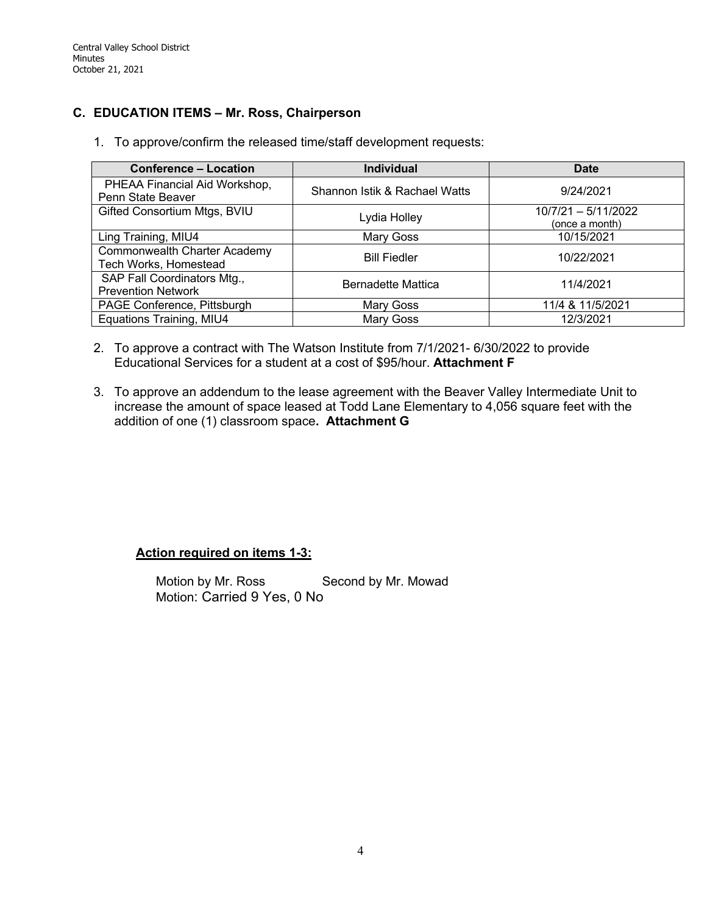## C. EDUCATION ITEMS – Mr. Ross, Chairperson

1. To approve/confirm the released time/staff development requests:

| Conference – Location | Individual | Date |
|---|---|---|
| PHEAA Financial Aid Workshop, Penn State Beaver | Shannon Istik & Rachael Watts | 9/24/2021 |
| Gifted Consortium Mtgs, BVIU | Lydia Holley | 10/7/21 – 5/11/2022 (once a month) |
| Ling Training, MIU4 | Mary Goss | 10/15/2021 |
| Commonwealth Charter Academy Tech Works, Homestead | Bill Fiedler | 10/22/2021 |
| SAP Fall Coordinators Mtg., Prevention Network | Bernadette Mattica | 11/4/2021 |
| PAGE Conference, Pittsburgh | Mary Goss | 11/4 & 11/5/2021 |
| Equations Training, MIU4 | Mary Goss | 12/3/2021 |

2. To approve a contract with The Watson Institute from 7/1/2021- 6/30/2022 to provide Educational Services for a student at a cost of $95/hour. **Attachment F**

3. To approve an addendum to the lease agreement with the Beaver Valley Intermediate Unit to increase the amount of space leased at Todd Lane Elementary to 4,056 square feet with the addition of one (1) classroom space**. Attachment G**

**Action required on items 1-3:**

Motion by Mr. Ross Second by Mr. Mowad
Motion: Carried 9 Yes, 0 No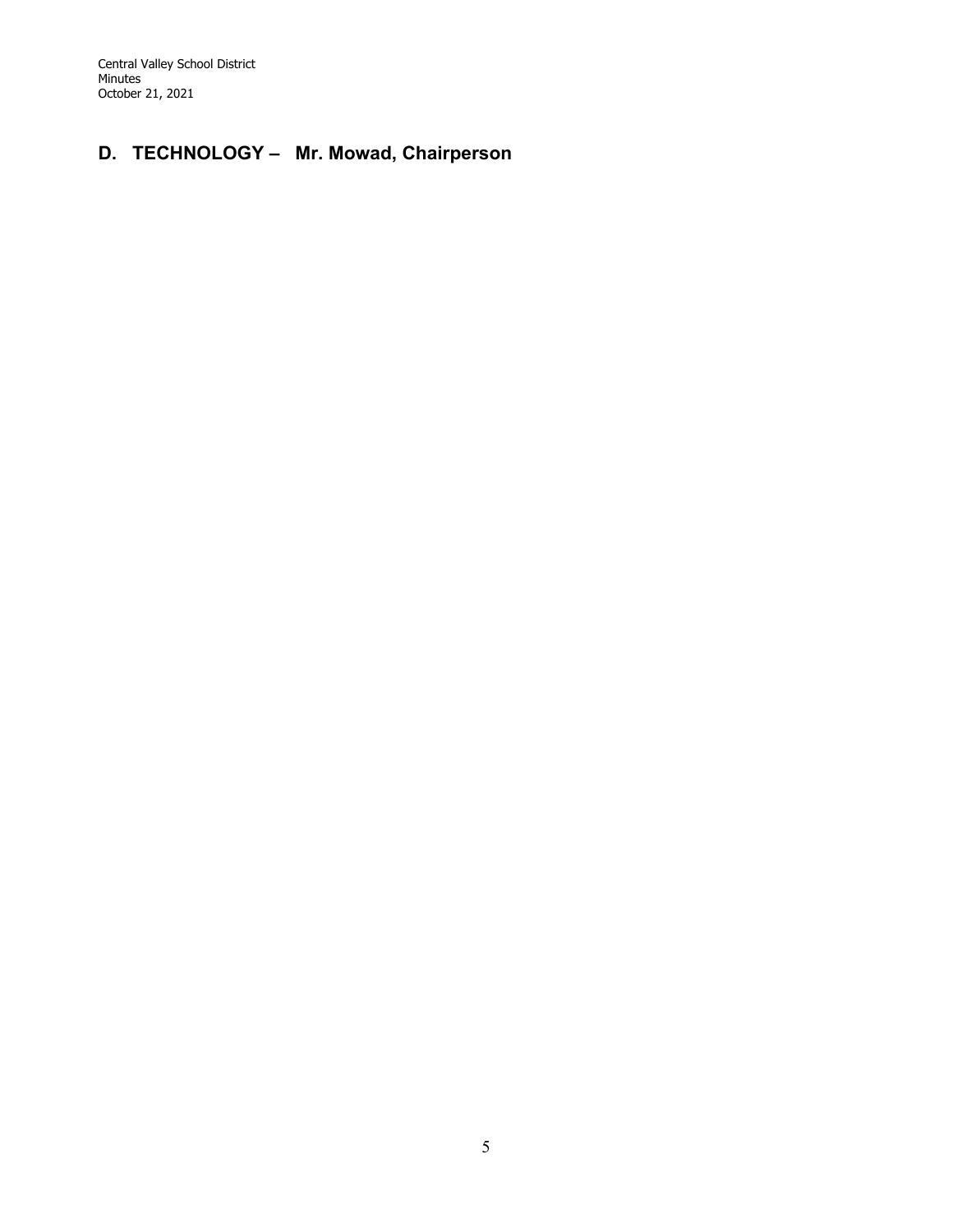## D. TECHNOLOGY – Mr. Mowad, Chairperson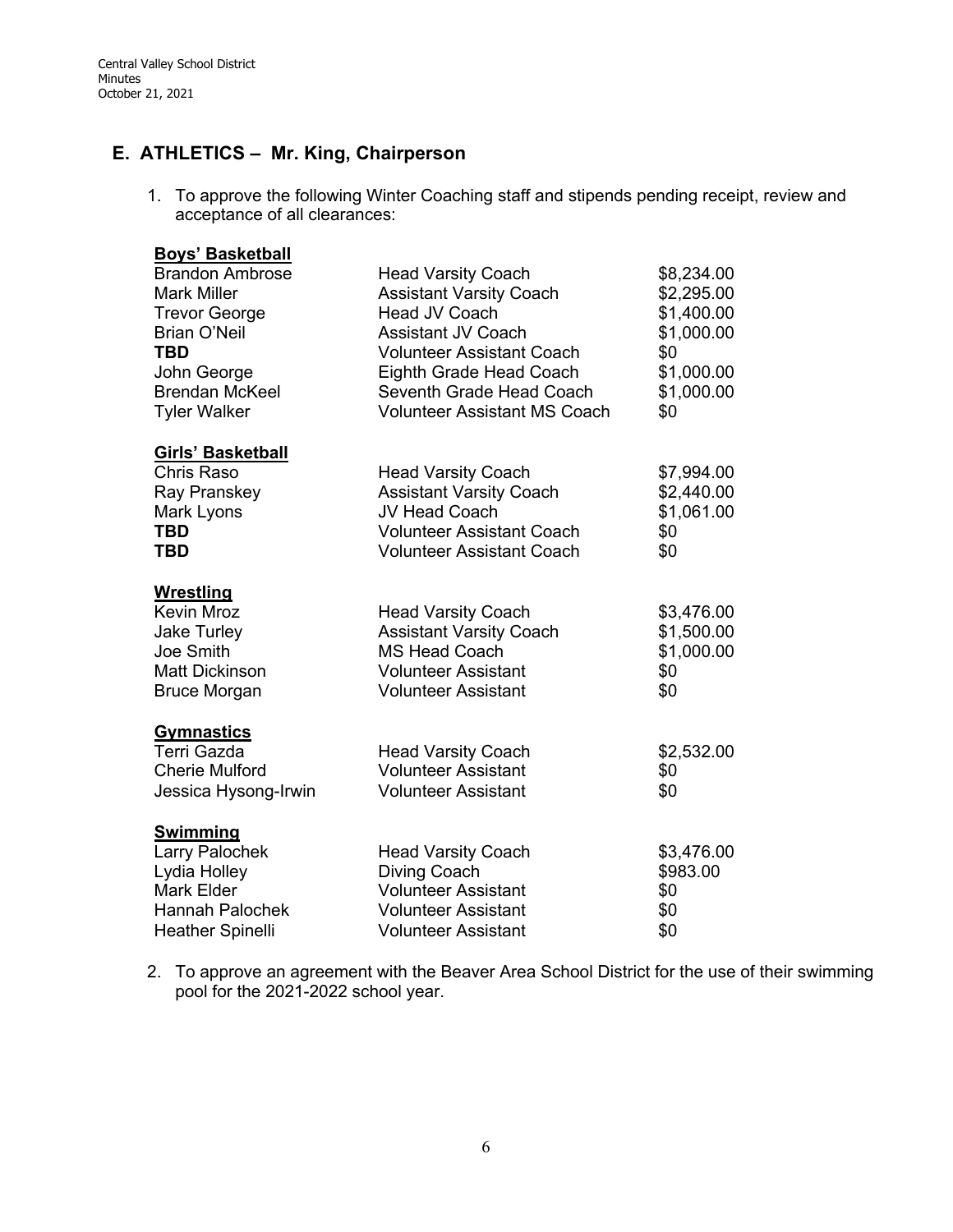## E. ATHLETICS – Mr. King, Chairperson

1. To approve the following Winter Coaching staff and stipends pending receipt, review and acceptance of all clearances:

**Boys' Basketball**

| | | |
|---|---|---|
| Brandon Ambrose | Head Varsity Coach | $8,234.00 |
| Mark Miller | Assistant Varsity Coach | $2,295.00 |
| Trevor George | Head JV Coach | $1,400.00 |
| Brian O'Neil | Assistant JV Coach | $1,000.00 |
| **TBD** | Volunteer Assistant Coach | $0 |
| John George | Eighth Grade Head Coach | $1,000.00 |
| Brendan McKeel | Seventh Grade Head Coach | $1,000.00 |
| Tyler Walker | Volunteer Assistant MS Coach | $0 |

**Girls' Basketball**

| | | |
|---|---|---|
| Chris Raso | Head Varsity Coach | $7,994.00 |
| Ray Pranskey | Assistant Varsity Coach | $2,440.00 |
| Mark Lyons | JV Head Coach | $1,061.00 |
| **TBD** | Volunteer Assistant Coach | $0 |
| **TBD** | Volunteer Assistant Coach | $0 |

**Wrestling**

| | | |
|---|---|---|
| Kevin Mroz | Head Varsity Coach | $3,476.00 |
| Jake Turley | Assistant Varsity Coach | $1,500.00 |
| Joe Smith | MS Head Coach | $1,000.00 |
| Matt Dickinson | Volunteer Assistant | $0 |
| Bruce Morgan | Volunteer Assistant | $0 |

**Gymnastics**

| | | |
|---|---|---|
| Terri Gazda | Head Varsity Coach | $2,532.00 |
| Cherie Mulford | Volunteer Assistant | $0 |
| Jessica Hysong-Irwin | Volunteer Assistant | $0 |

**Swimming**

| | | |
|---|---|---|
| Larry Palochek | Head Varsity Coach | $3,476.00 |
| Lydia Holley | Diving Coach | $983.00 |
| Mark Elder | Volunteer Assistant | $0 |
| Hannah Palochek | Volunteer Assistant | $0 |
| Heather Spinelli | Volunteer Assistant | $0 |

2. To approve an agreement with the Beaver Area School District for the use of their swimming pool for the 2021-2022 school year.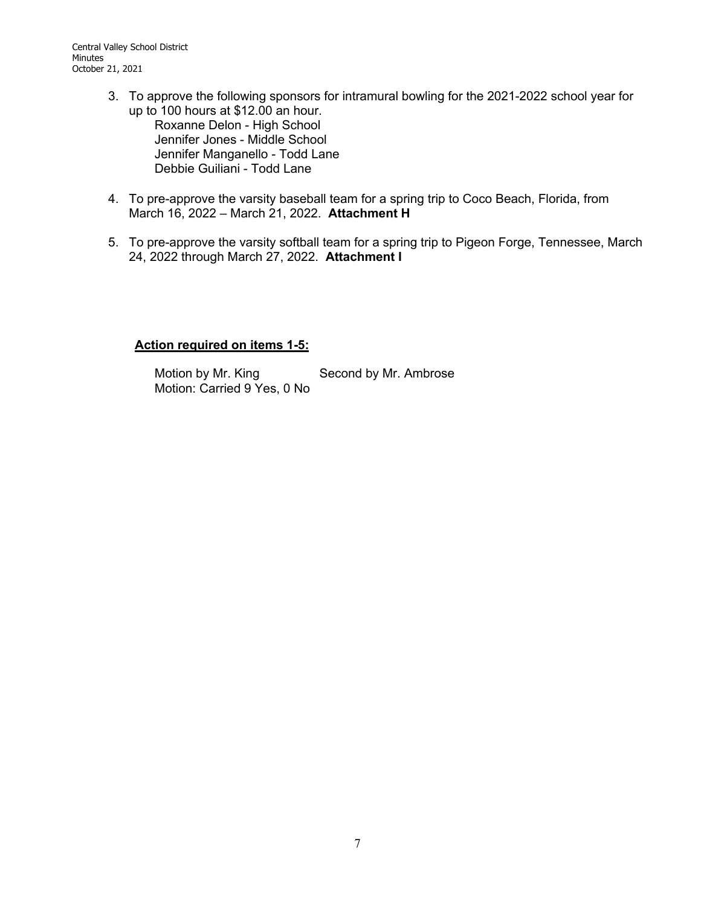3. To approve the following sponsors for intramural bowling for the 2021-2022 school year for up to 100 hours at $12.00 an hour.
   Roxanne Delon - High School
   Jennifer Jones - Middle School
   Jennifer Manganello - Todd Lane
   Debbie Guiliani - Todd Lane

4. To pre-approve the varsity baseball team for a spring trip to Coco Beach, Florida, from March 16, 2022 – March 21, 2022. **Attachment H**

5. To pre-approve the varsity softball team for a spring trip to Pigeon Forge, Tennessee, March 24, 2022 through March 27, 2022. **Attachment I**

**<u>Action required on items 1-5:</u>**

Motion by Mr. King Second by Mr. Ambrose
Motion: Carried 9 Yes, 0 No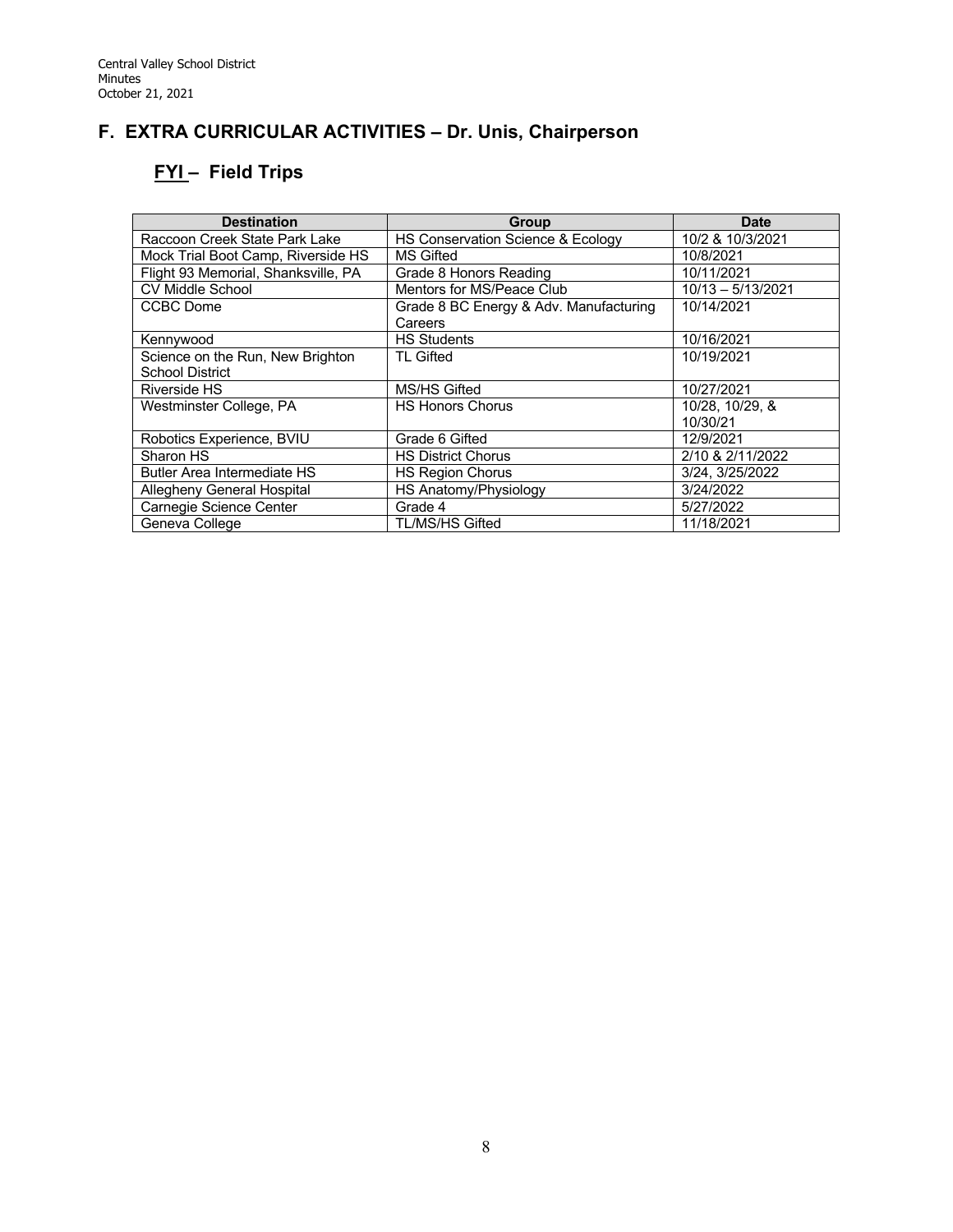## F. EXTRA CURRICULAR ACTIVITIES – Dr. Unis, Chairperson

### FYI – Field Trips

| Destination | Group | Date |
|---|---|---|
| Raccoon Creek State Park Lake | HS Conservation Science & Ecology | 10/2 & 10/3/2021 |
| Mock Trial Boot Camp, Riverside HS | MS Gifted | 10/8/2021 |
| Flight 93 Memorial, Shanksville, PA | Grade 8 Honors Reading | 10/11/2021 |
| CV Middle School | Mentors for MS/Peace Club | 10/13 – 5/13/2021 |
| CCBC Dome | Grade 8 BC Energy & Adv. Manufacturing Careers | 10/14/2021 |
| Kennywood | HS Students | 10/16/2021 |
| Science on the Run, New Brighton School District | TL Gifted | 10/19/2021 |
| Riverside HS | MS/HS Gifted | 10/27/2021 |
| Westminster College, PA | HS Honors Chorus | 10/28, 10/29, & 10/30/21 |
| Robotics Experience, BVIU | Grade 6 Gifted | 12/9/2021 |
| Sharon HS | HS District Chorus | 2/10 & 2/11/2022 |
| Butler Area Intermediate HS | HS Region Chorus | 3/24, 3/25/2022 |
| Allegheny General Hospital | HS Anatomy/Physiology | 3/24/2022 |
| Carnegie Science Center | Grade 4 | 5/27/2022 |
| Geneva College | TL/MS/HS Gifted | 11/18/2021 |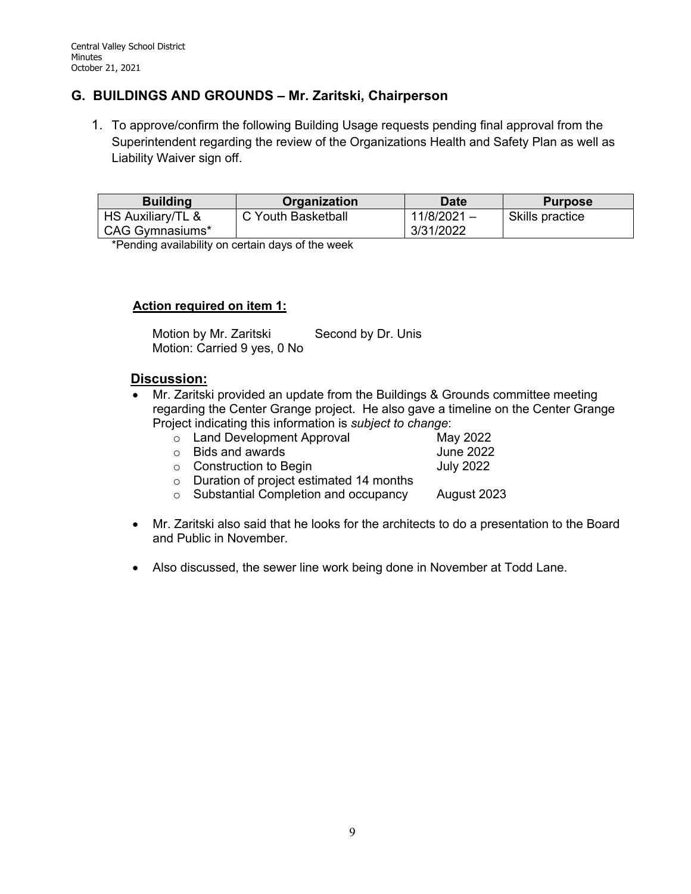## G. BUILDINGS AND GROUNDS – Mr. Zaritski, Chairperson

1. To approve/confirm the following Building Usage requests pending final approval from the Superintendent regarding the review of the Organizations Health and Safety Plan as well as Liability Waiver sign off.

| Building | Organization | Date | Purpose |
|---|---|---|---|
| HS Auxiliary/TL & CAG Gymnasiums* | C Youth Basketball | 11/8/2021 – 3/31/2022 | Skills practice |

*Pending availability on certain days of the week

**Action required on item 1:**

Motion by Mr. Zaritski Second by Dr. Unis
Motion: Carried 9 yes, 0 No

**Discussion:**

- Mr. Zaritski provided an update from the Buildings & Grounds committee meeting regarding the Center Grange project. He also gave a timeline on the Center Grange Project indicating this information is *subject to change*:
  - Land Development Approval May 2022
  - Bids and awards June 2022
  - Construction to Begin July 2022
  - Duration of project estimated 14 months
  - Substantial Completion and occupancy August 2023

- Mr. Zaritski also said that he looks for the architects to do a presentation to the Board and Public in November.

- Also discussed, the sewer line work being done in November at Todd Lane.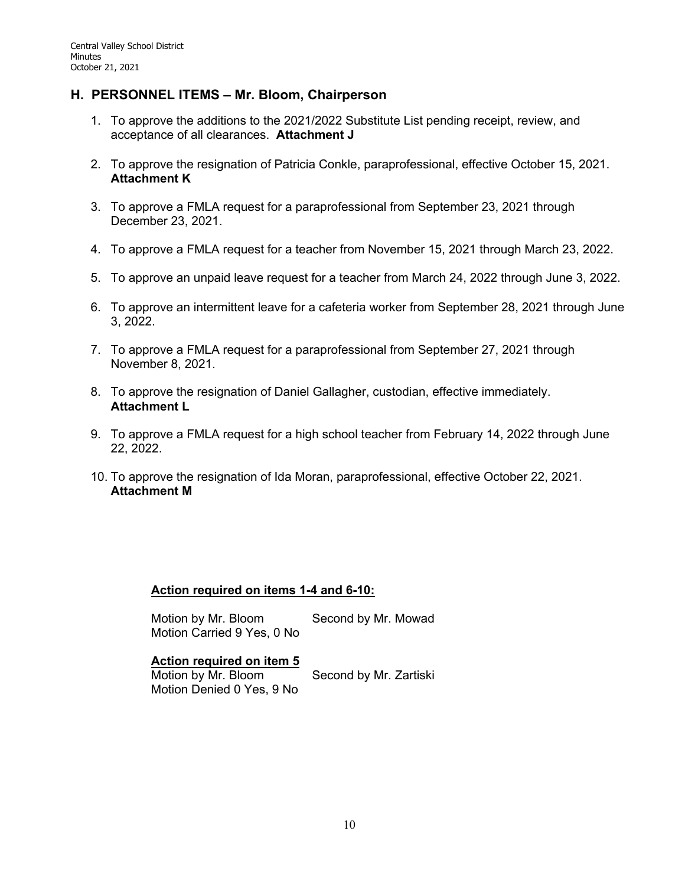## H. PERSONNEL ITEMS – Mr. Bloom, Chairperson

1. To approve the additions to the 2021/2022 Substitute List pending receipt, review, and acceptance of all clearances. **Attachment J**

2. To approve the resignation of Patricia Conkle, paraprofessional, effective October 15, 2021. **Attachment K**

3. To approve a FMLA request for a paraprofessional from September 23, 2021 through December 23, 2021.

4. To approve a FMLA request for a teacher from November 15, 2021 through March 23, 2022.

5. To approve an unpaid leave request for a teacher from March 24, 2022 through June 3, 2022.

6. To approve an intermittent leave for a cafeteria worker from September 28, 2021 through June 3, 2022.

7. To approve a FMLA request for a paraprofessional from September 27, 2021 through November 8, 2021.

8. To approve the resignation of Daniel Gallagher, custodian, effective immediately. **Attachment L**

9. To approve a FMLA request for a high school teacher from February 14, 2022 through June 22, 2022.

10. To approve the resignation of Ida Moran, paraprofessional, effective October 22, 2021. **Attachment M**

**Action required on items 1-4 and 6-10:**

Motion by Mr. Bloom Second by Mr. Mowad
Motion Carried 9 Yes, 0 No

**Action required on item 5**

Motion by Mr. Bloom Second by Mr. Zartiski
Motion Denied 0 Yes, 9 No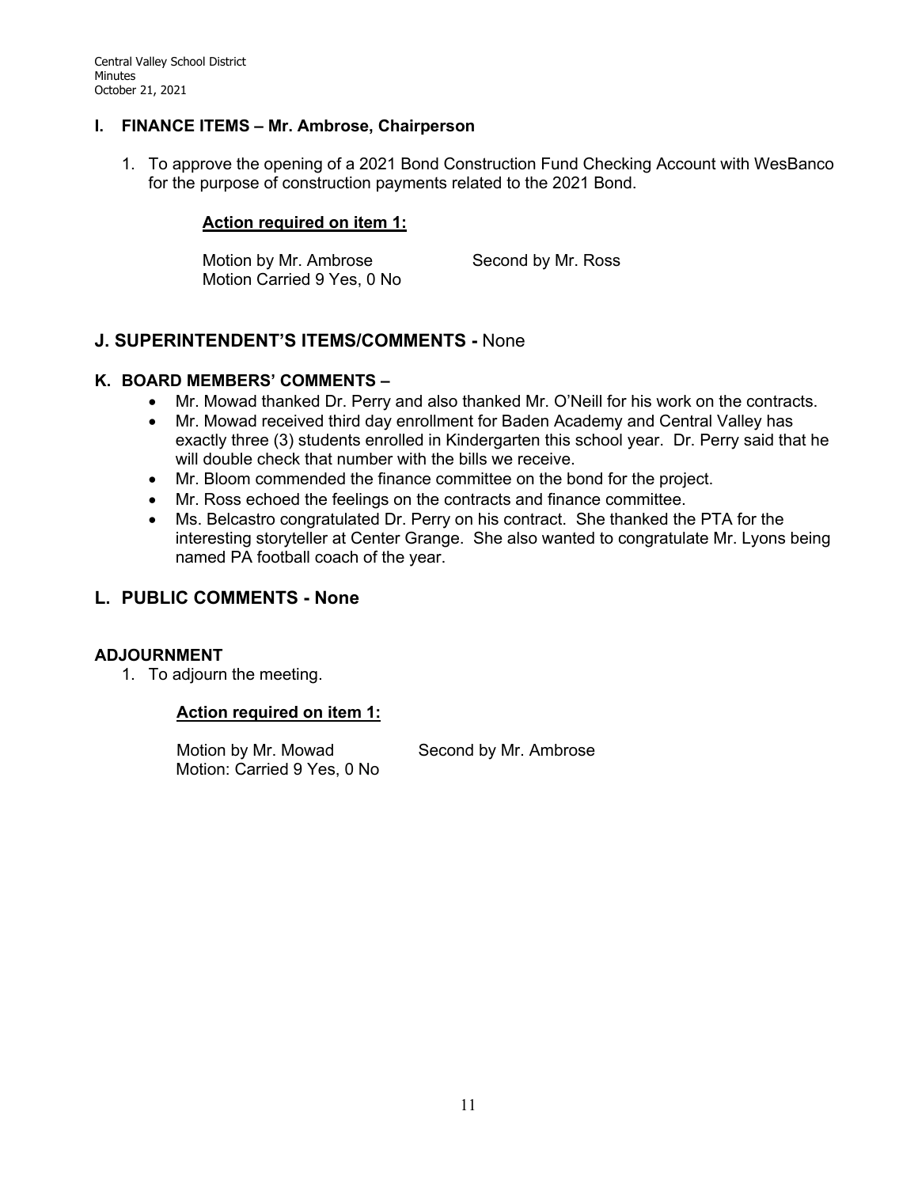## I. FINANCE ITEMS – Mr. Ambrose, Chairperson

1. To approve the opening of a 2021 Bond Construction Fund Checking Account with WesBanco for the purpose of construction payments related to the 2021 Bond.

**Action required on item 1:**

Motion by Mr. Ambrose Second by Mr. Ross
Motion Carried 9 Yes, 0 No

## J. SUPERINTENDENT'S ITEMS/COMMENTS - None

## K. BOARD MEMBERS' COMMENTS –

- Mr. Mowad thanked Dr. Perry and also thanked Mr. O'Neill for his work on the contracts.
- Mr. Mowad received third day enrollment for Baden Academy and Central Valley has exactly three (3) students enrolled in Kindergarten this school year. Dr. Perry said that he will double check that number with the bills we receive.
- Mr. Bloom commended the finance committee on the bond for the project.
- Mr. Ross echoed the feelings on the contracts and finance committee.
- Ms. Belcastro congratulated Dr. Perry on his contract. She thanked the PTA for the interesting storyteller at Center Grange. She also wanted to congratulate Mr. Lyons being named PA football coach of the year.

## L. PUBLIC COMMENTS - None

## ADJOURNMENT

1. To adjourn the meeting.

**Action required on item 1:**

Motion by Mr. Mowad Second by Mr. Ambrose
Motion: Carried 9 Yes, 0 No